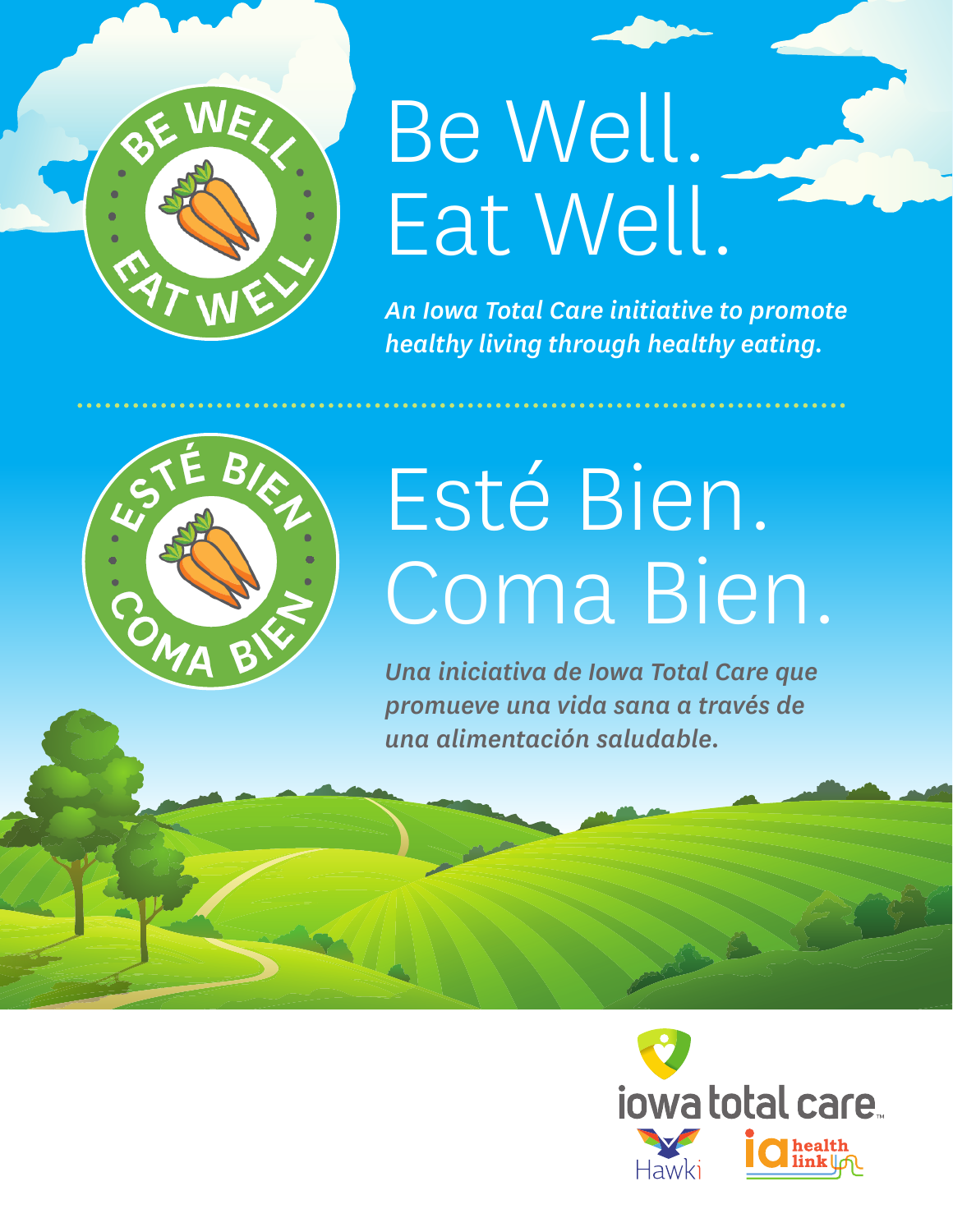# Be Well. Eat Well.

*An Iowa Total Care initiative to promote healthy living through healthy eating.*

# Esté Bien. Coma Bien.

*Una iniciativa de Iowa Total Care que promueve una vida sana a través de una alimentación saludable.*

iowa total care

Hawki

ia health link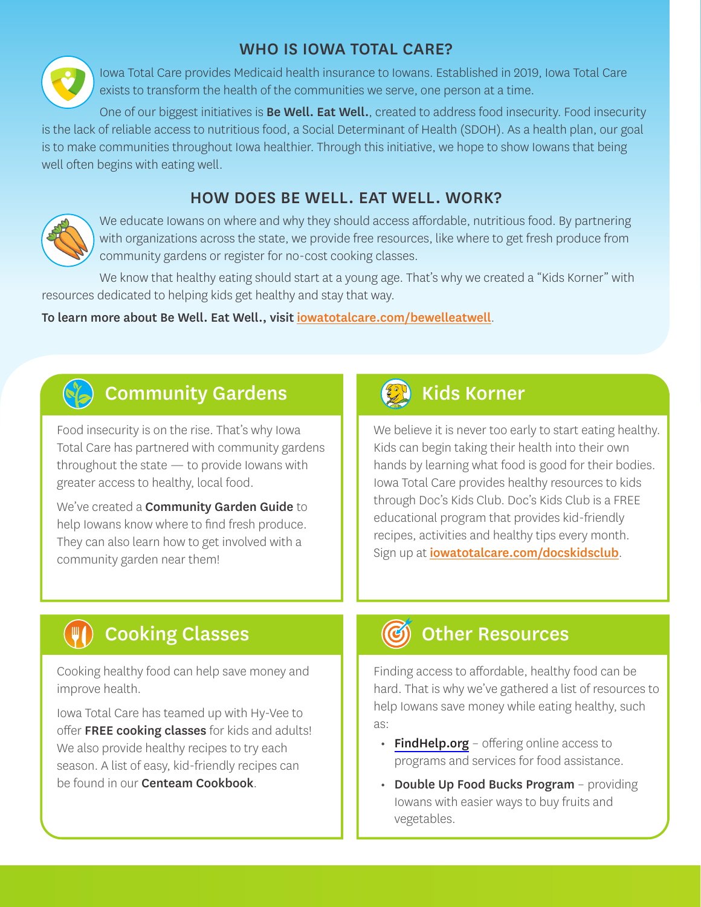## WHO IS IOWA TOTAL CARE?

Iowa Total Care provides Medicaid health insurance to Iowans. Established in 2019, Iowa Total Care exists to transform the health of the communities we serve, one person at a time.

One of our biggest initiatives is **Be Well. Eat Well.**, created to address food insecurity. Food insecurity is the lack of reliable access to nutritious food, a Social Determinant of Health (SDOH). As a health plan, our goal is to make communities throughout Iowa healthier. Through this initiative, we hope to show Iowans that being well often begins with eating well.

## HOW DOES BE WELL. EAT WELL. WORK?

We educate Iowans on where and why they should access affordable, nutritious food. By partnering with organizations across the state, we provide free resources, like where to get fresh produce from community gardens or register for no-cost cooking classes.

We know that healthy eating should start at a young age. That's why we created a "Kids Korner" with resources dedicated to helping kids get healthy and stay that way.

**To learn more about Be Well. Eat Well., visit iowatotalcare.com/bewelleatwell.**

### Community Gardens

Food insecurity is on the rise. That's why Iowa Total Care has partnered with community gardens throughout the state — to provide Iowans with greater access to healthy, local food.

We've created a **Community Garden Guide** to help Iowans know where to find fresh produce. They can also learn how to get involved with a community garden near them!

### Kids Korner

We believe it is never too early to start eating healthy. Kids can begin taking their health into their own hands by learning what food is good for their bodies. Iowa Total Care provides healthy resources to kids through Doc's Kids Club. Doc's Kids Club is a FREE educational program that provides kid-friendly recipes, activities and healthy tips every month. Sign up at **iowatotalcare.com/docskidsclub**.

### Cooking Classes

Cooking healthy food can help save money and improve health.

Iowa Total Care has teamed up with Hy-Vee to offer **FREE cooking classes** for kids and adults! We also provide healthy recipes to try each season. A list of easy, kid-friendly recipes can be found in our **Centeam Cookbook**.

### Other Resources

Finding access to affordable, healthy food can be hard. That is why we've gathered a list of resources to help Iowans save money while eating healthy, such as:

- **FindHelp.org** – offering online access to programs and services for food assistance.
- **Double Up Food Bucks Program** – providing Iowans with easier ways to buy fruits and vegetables.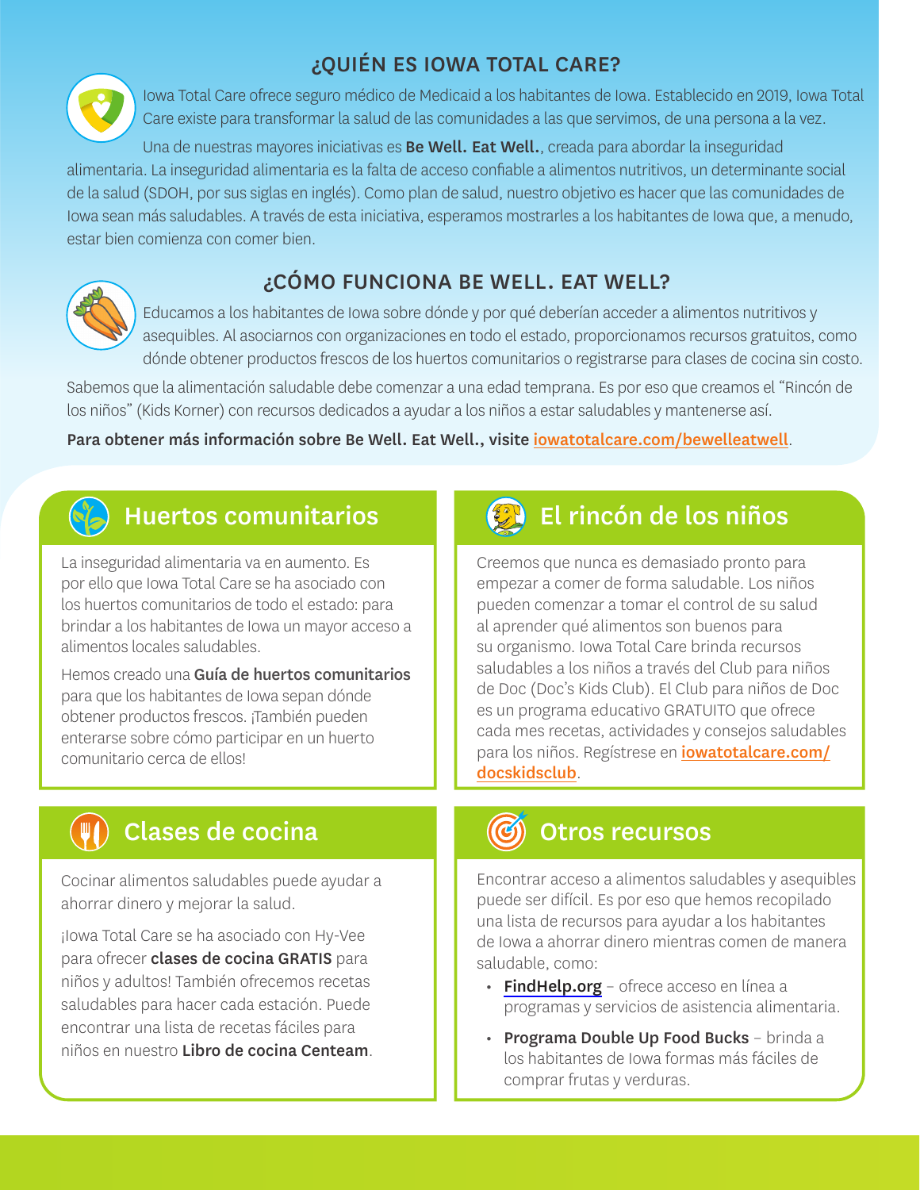## ¿QUIÉN ES IOWA TOTAL CARE?

Iowa Total Care ofrece seguro médico de Medicaid a los habitantes de Iowa. Establecido en 2019, Iowa Total Care existe para transformar la salud de las comunidades a las que servimos, de una persona a la vez.

Una de nuestras mayores iniciativas es **Be Well. Eat Well.**, creada para abordar la inseguridad alimentaria. La inseguridad alimentaria es la falta de acceso confiable a alimentos nutritivos, un determinante social de la salud (SDOH, por sus siglas en inglés). Como plan de salud, nuestro objetivo es hacer que las comunidades de Iowa sean más saludables. A través de esta iniciativa, esperamos mostrarles a los habitantes de Iowa que, a menudo, estar bien comienza con comer bien.

## ¿CÓMO FUNCIONA BE WELL. EAT WELL?

Educamos a los habitantes de Iowa sobre dónde y por qué deberían acceder a alimentos nutritivos y asequibles. Al asociarnos con organizaciones en todo el estado, proporcionamos recursos gratuitos, como dónde obtener productos frescos de los huertos comunitarios o registrarse para clases de cocina sin costo.

Sabemos que la alimentación saludable debe comenzar a una edad temprana. Es por eso que creamos el "Rincón de los niños" (Kids Korner) con recursos dedicados a ayudar a los niños a estar saludables y mantenerse así.

**Para obtener más información sobre Be Well. Eat Well., visite iowatotalcare.com/bewelleatwell.**

### Huertos comunitarios

La inseguridad alimentaria va en aumento. Es por ello que Iowa Total Care se ha asociado con los huertos comunitarios de todo el estado: para brindar a los habitantes de Iowa un mayor acceso a alimentos locales saludables.

Hemos creado una **Guía de huertos comunitarios** para que los habitantes de Iowa sepan dónde obtener productos frescos. ¡También pueden enterarse sobre cómo participar en un huerto comunitario cerca de ellos!

### El rincón de los niños

Creemos que nunca es demasiado pronto para empezar a comer de forma saludable. Los niños pueden comenzar a tomar el control de su salud al aprender qué alimentos son buenos para su organismo. Iowa Total Care brinda recursos saludables a los niños a través del Club para niños de Doc (Doc's Kids Club). El Club para niños de Doc es un programa educativo GRATUITO que ofrece cada mes recetas, actividades y consejos saludables para los niños. Regístrese en **iowatotalcare.com/docskidsclub**.

### Clases de cocina

Cocinar alimentos saludables puede ayudar a ahorrar dinero y mejorar la salud.

¡Iowa Total Care se ha asociado con Hy-Vee para ofrecer **clases de cocina GRATIS** para niños y adultos! También ofrecemos recetas saludables para hacer cada estación. Puede encontrar una lista de recetas fáciles para niños en nuestro **Libro de cocina Centeam**.

### Otros recursos

Encontrar acceso a alimentos saludables y asequibles puede ser difícil. Es por eso que hemos recopilado una lista de recursos para ayudar a los habitantes de Iowa a ahorrar dinero mientras comen de manera saludable, como:

- **FindHelp.org** – ofrece acceso en línea a programas y servicios de asistencia alimentaria.
- **Programa Double Up Food Bucks** – brinda a los habitantes de Iowa formas más fáciles de comprar frutas y verduras.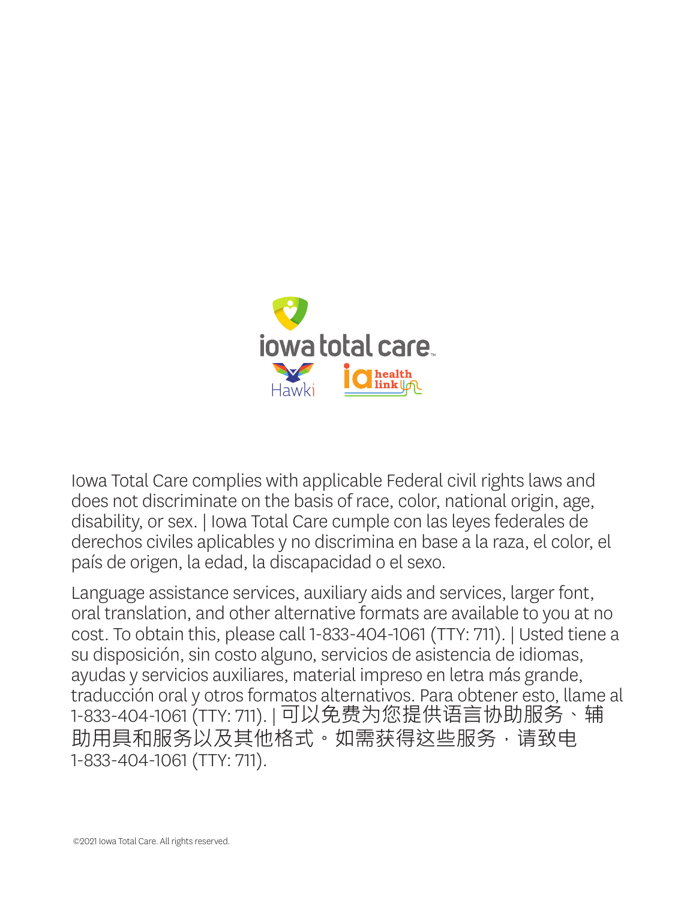Iowa Total Care complies with applicable Federal civil rights laws and does not discriminate on the basis of race, color, national origin, age, disability, or sex. | Iowa Total Care cumple con las leyes federales de derechos civiles aplicables y no discrimina en base a la raza, el color, el país de origen, la edad, la discapacidad o el sexo.

Language assistance services, auxiliary aids and services, larger font, oral translation, and other alternative formats are available to you at no cost. To obtain this, please call 1-833-404-1061 (TTY: 711). | Usted tiene a su disposición, sin costo alguno, servicios de asistencia de idiomas, ayudas y servicios auxiliares, material impreso en letra más grande, traducción oral y otros formatos alternativos. Para obtener esto, llame al 1-833-404-1061 (TTY: 711). | 可以免费为您提供语言协助服务、辅助用具和服务以及其他格式。如需获得这些服务，请致电 1-833-404-1061 (TTY: 711).

©2021 Iowa Total Care. All rights reserved.